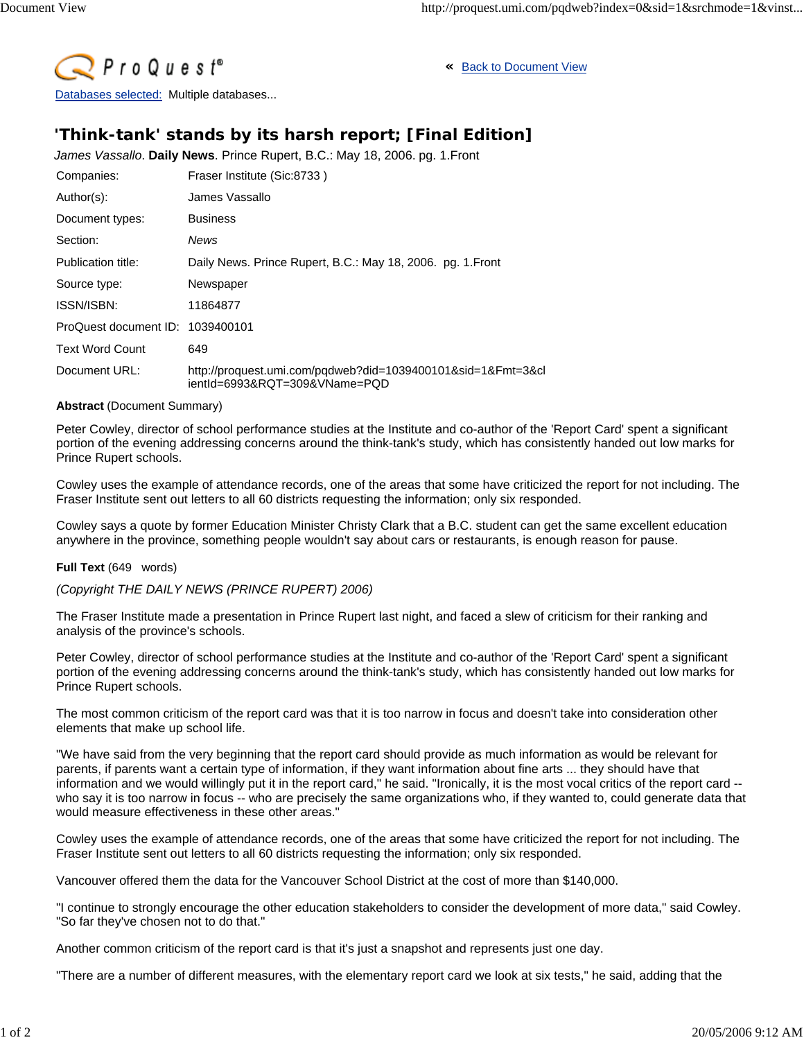ProQuest®

« Back to Document View

Databases selected: Multiple databases...

# 'Think-tank' stands by its harsh report; [Final Edition]

*James Vassallo*. **Daily News**. Prince Rupert, B.C.: May 18, 2006. pg. 1.Front

| | |
|---|---|
| Companies: | Fraser Institute (Sic:8733 ) |
| Author(s): | James Vassallo |
| Document types: | Business |
| Section: | *News* |
| Publication title: | Daily News. Prince Rupert, B.C.: May 18, 2006. pg. 1.Front |
| Source type: | Newspaper |
| ISSN/ISBN: | 11864877 |
| ProQuest document ID: | 1039400101 |
| Text Word Count | 649 |
| Document URL: | http://proquest.umi.com/pqdweb?did=1039400101&sid=1&Fmt=3&clientId=6993&RQT=309&VName=PQD |

**Abstract** (Document Summary)

Peter Cowley, director of school performance studies at the Institute and co-author of the 'Report Card' spent a significant portion of the evening addressing concerns around the think-tank's study, which has consistently handed out low marks for Prince Rupert schools.

Cowley uses the example of attendance records, one of the areas that some have criticized the report for not including. The Fraser Institute sent out letters to all 60 districts requesting the information; only six responded.

Cowley says a quote by former Education Minister Christy Clark that a B.C. student can get the same excellent education anywhere in the province, something people wouldn't say about cars or restaurants, is enough reason for pause.

**Full Text** (649 words)

*(Copyright THE DAILY NEWS (PRINCE RUPERT) 2006)*

The Fraser Institute made a presentation in Prince Rupert last night, and faced a slew of criticism for their ranking and analysis of the province's schools.

Peter Cowley, director of school performance studies at the Institute and co-author of the 'Report Card' spent a significant portion of the evening addressing concerns around the think-tank's study, which has consistently handed out low marks for Prince Rupert schools.

The most common criticism of the report card was that it is too narrow in focus and doesn't take into consideration other elements that make up school life.

"We have said from the very beginning that the report card should provide as much information as would be relevant for parents, if parents want a certain type of information, if they want information about fine arts ... they should have that information and we would willingly put it in the report card," he said. "Ironically, it is the most vocal critics of the report card -- who say it is too narrow in focus -- who are precisely the same organizations who, if they wanted to, could generate data that would measure effectiveness in these other areas."

Cowley uses the example of attendance records, one of the areas that some have criticized the report for not including. The Fraser Institute sent out letters to all 60 districts requesting the information; only six responded.

Vancouver offered them the data for the Vancouver School District at the cost of more than $140,000.

"I continue to strongly encourage the other education stakeholders to consider the development of more data," said Cowley. "So far they've chosen not to do that."

Another common criticism of the report card is that it's just a snapshot and represents just one day.

"There are a number of different measures, with the elementary report card we look at six tests," he said, adding that the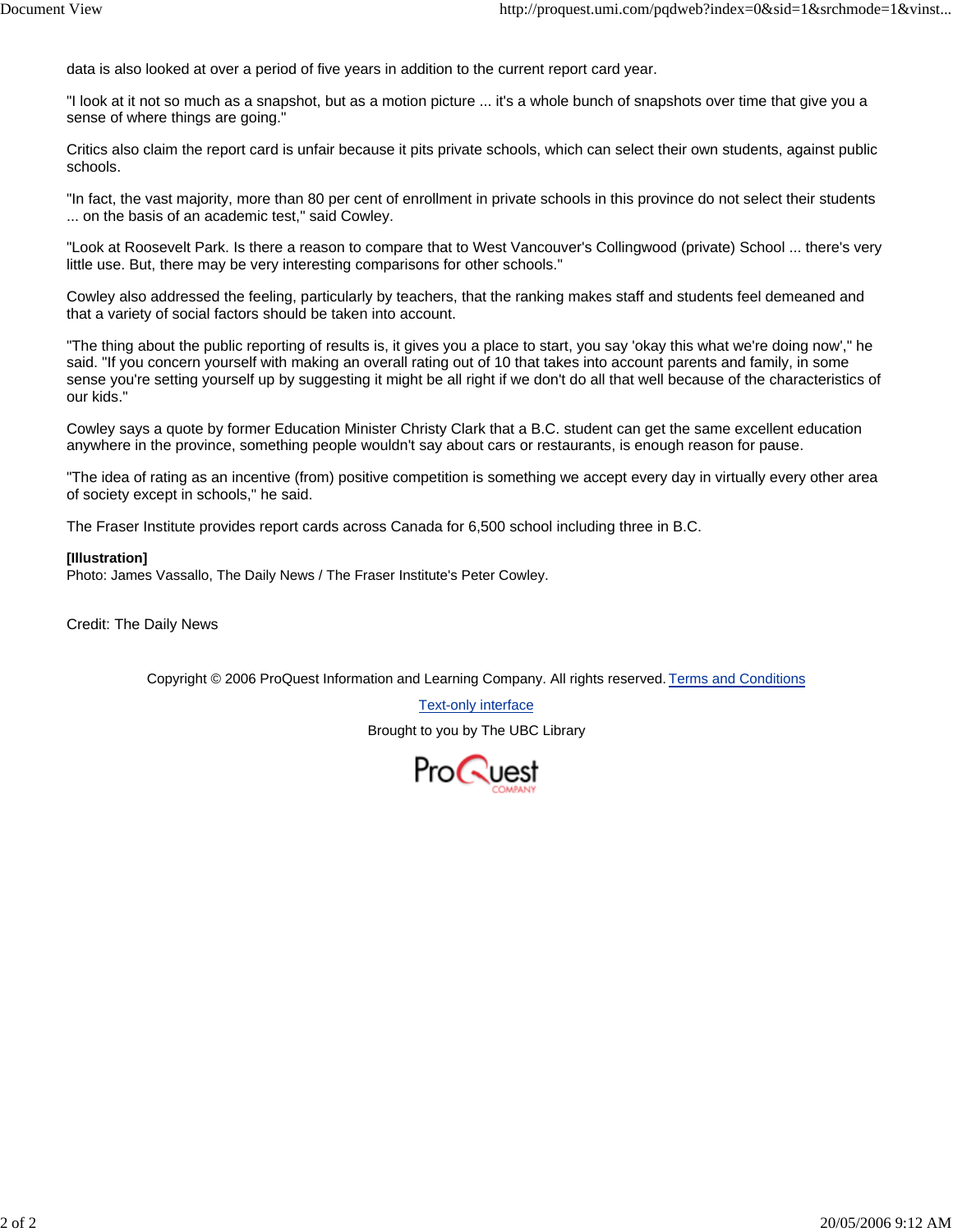data is also looked at over a period of five years in addition to the current report card year.

"I look at it not so much as a snapshot, but as a motion picture ... it's a whole bunch of snapshots over time that give you a sense of where things are going."

Critics also claim the report card is unfair because it pits private schools, which can select their own students, against public schools.

"In fact, the vast majority, more than 80 per cent of enrollment in private schools in this province do not select their students ... on the basis of an academic test," said Cowley.

"Look at Roosevelt Park. Is there a reason to compare that to West Vancouver's Collingwood (private) School ... there's very little use. But, there may be very interesting comparisons for other schools."

Cowley also addressed the feeling, particularly by teachers, that the ranking makes staff and students feel demeaned and that a variety of social factors should be taken into account.

"The thing about the public reporting of results is, it gives you a place to start, you say 'okay this what we're doing now'," he said. "If you concern yourself with making an overall rating out of 10 that takes into account parents and family, in some sense you're setting yourself up by suggesting it might be all right if we don't do all that well because of the characteristics of our kids."

Cowley says a quote by former Education Minister Christy Clark that a B.C. student can get the same excellent education anywhere in the province, something people wouldn't say about cars or restaurants, is enough reason for pause.

"The idea of rating as an incentive (from) positive competition is something we accept every day in virtually every other area of society except in schools," he said.

The Fraser Institute provides report cards across Canada for 6,500 school including three in B.C.

**[Illustration]**
Photo: James Vassallo, The Daily News / The Fraser Institute's Peter Cowley.

Credit: The Daily News

Copyright © 2006 ProQuest Information and Learning Company. All rights reserved. Terms and Conditions

Text-only interface

Brought to you by The UBC Library

ProQuest COMPANY